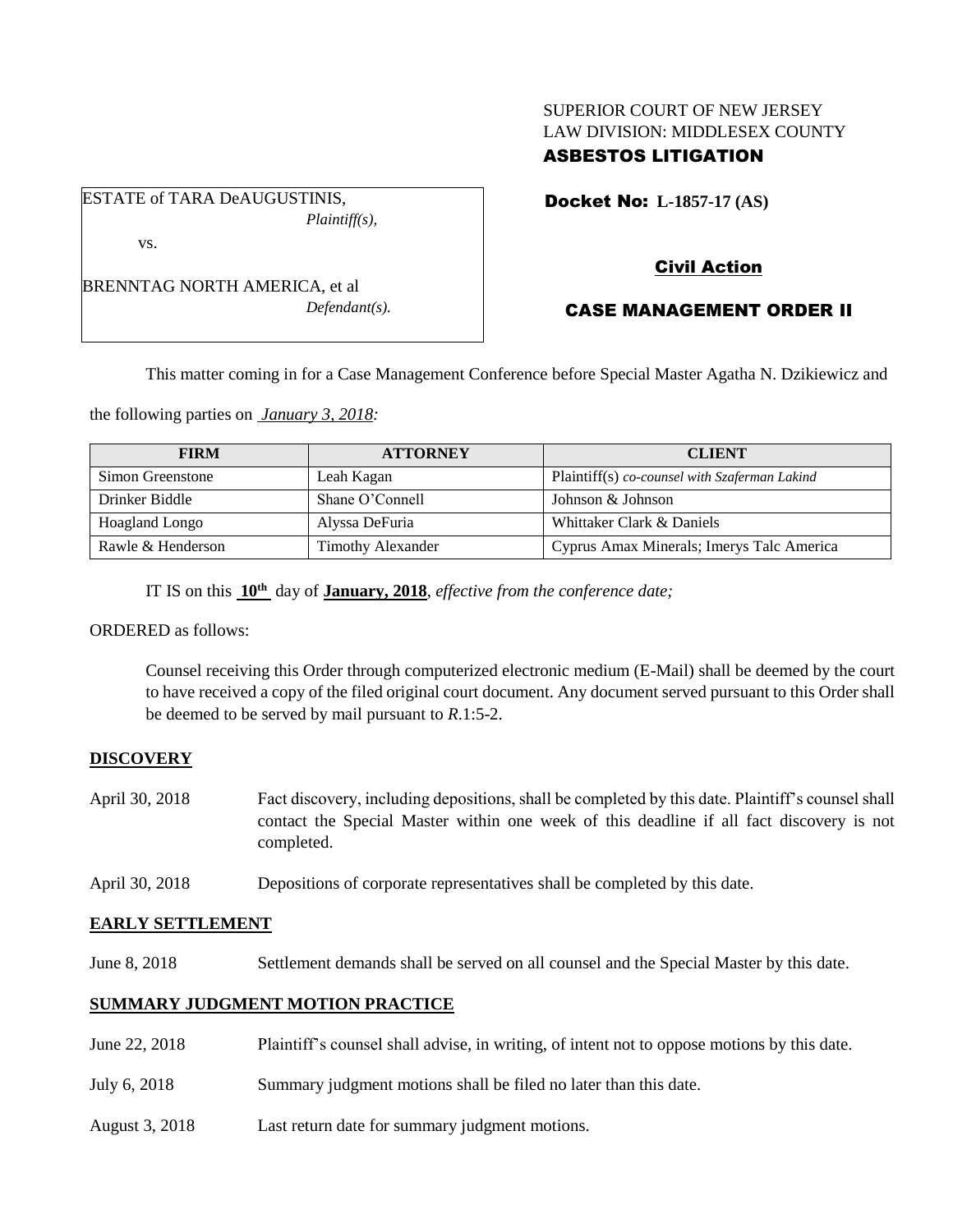SUPERIOR COURT OF NEW JERSEY
LAW DIVISION: MIDDLESEX COUNTY
**ASBESTOS LITIGATION**

ESTATE of TARA DeAUGUSTINIS,
*Plaintiff(s),*

vs.

BRENNTAG NORTH AMERICA, et al
*Defendant(s).*

**Docket No: L-1857-17 (AS)**

**Civil Action**

**CASE MANAGEMENT ORDER II**

This matter coming in for a Case Management Conference before Special Master Agatha N. Dzikiewicz and the following parties on *January 3, 2018:*

| FIRM | ATTORNEY | CLIENT |
|---|---|---|
| Simon Greenstone | Leah Kagan | Plaintiff(s) *co-counsel with Szaferman Lakind* |
| Drinker Biddle | Shane O'Connell | Johnson & Johnson |
| Hoagland Longo | Alyssa DeFuria | Whittaker Clark & Daniels |
| Rawle & Henderson | Timothy Alexander | Cyprus Amax Minerals; Imerys Talc America |

IT IS on this **10th** day of **January, 2018**, *effective from the conference date;*

ORDERED as follows:

Counsel receiving this Order through computerized electronic medium (E-Mail) shall be deemed by the court to have received a copy of the filed original court document. Any document served pursuant to this Order shall be deemed to be served by mail pursuant to *R*.1:5-2.

**DISCOVERY**

April 30, 2018 — Fact discovery, including depositions, shall be completed by this date. Plaintiff's counsel shall contact the Special Master within one week of this deadline if all fact discovery is not completed.

April 30, 2018 — Depositions of corporate representatives shall be completed by this date.

**EARLY SETTLEMENT**

June 8, 2018 — Settlement demands shall be served on all counsel and the Special Master by this date.

**SUMMARY JUDGMENT MOTION PRACTICE**

June 22, 2018 — Plaintiff's counsel shall advise, in writing, of intent not to oppose motions by this date.

July 6, 2018 — Summary judgment motions shall be filed no later than this date.

August 3, 2018 — Last return date for summary judgment motions.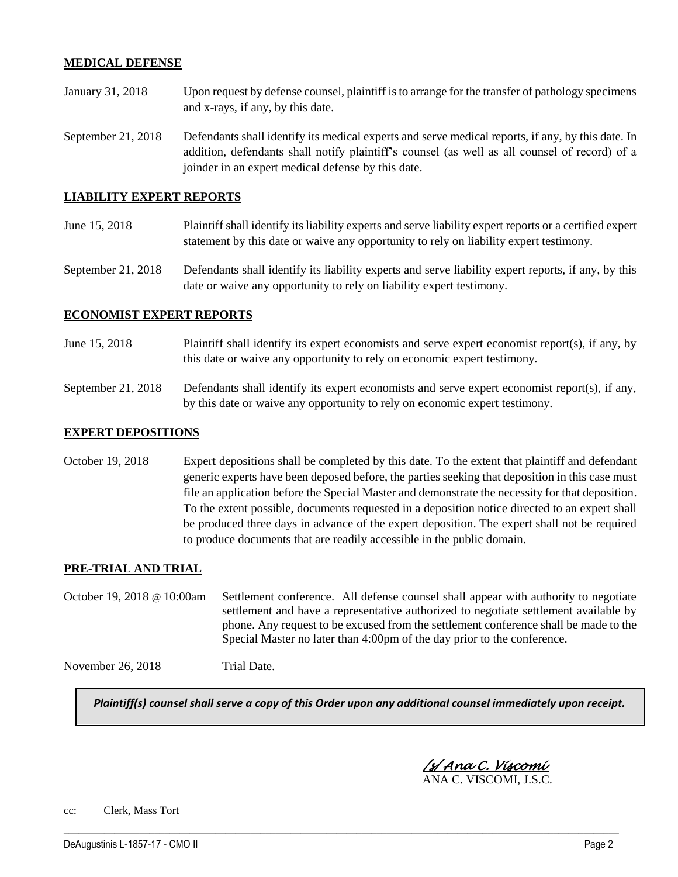**MEDICAL DEFENSE**

| | |
|---|---|
| January 31, 2018 | Upon request by defense counsel, plaintiff is to arrange for the transfer of pathology specimens and x-rays, if any, by this date. |
| September 21, 2018 | Defendants shall identify its medical experts and serve medical reports, if any, by this date. In addition, defendants shall notify plaintiff's counsel (as well as all counsel of record) of a joinder in an expert medical defense by this date. |

**LIABILITY EXPERT REPORTS**

| | |
|---|---|
| June 15, 2018 | Plaintiff shall identify its liability experts and serve liability expert reports or a certified expert statement by this date or waive any opportunity to rely on liability expert testimony. |
| September 21, 2018 | Defendants shall identify its liability experts and serve liability expert reports, if any, by this date or waive any opportunity to rely on liability expert testimony. |

**ECONOMIST EXPERT REPORTS**

| | |
|---|---|
| June 15, 2018 | Plaintiff shall identify its expert economists and serve expert economist report(s), if any, by this date or waive any opportunity to rely on economic expert testimony. |
| September 21, 2018 | Defendants shall identify its expert economists and serve expert economist report(s), if any, by this date or waive any opportunity to rely on economic expert testimony. |

**EXPERT DEPOSITIONS**

| | |
|---|---|
| October 19, 2018 | Expert depositions shall be completed by this date. To the extent that plaintiff and defendant generic experts have been deposed before, the parties seeking that deposition in this case must file an application before the Special Master and demonstrate the necessity for that deposition. To the extent possible, documents requested in a deposition notice directed to an expert shall be produced three days in advance of the expert deposition. The expert shall not be required to produce documents that are readily accessible in the public domain. |

**PRE-TRIAL AND TRIAL**

| | |
|---|---|
| October 19, 2018 @ 10:00am | Settlement conference. All defense counsel shall appear with authority to negotiate settlement and have a representative authorized to negotiate settlement available by phone. Any request to be excused from the settlement conference shall be made to the Special Master no later than 4:00pm of the day prior to the conference. |
| November 26, 2018 | Trial Date. |

***Plaintiff(s) counsel shall serve a copy of this Order upon any additional counsel immediately upon receipt.***

*/s/ Ana C. Viscomi*
ANA C. VISCOMI, J.S.C.

cc: Clerk, Mass Tort

DeAugustinis L-1857-17 - CMO II